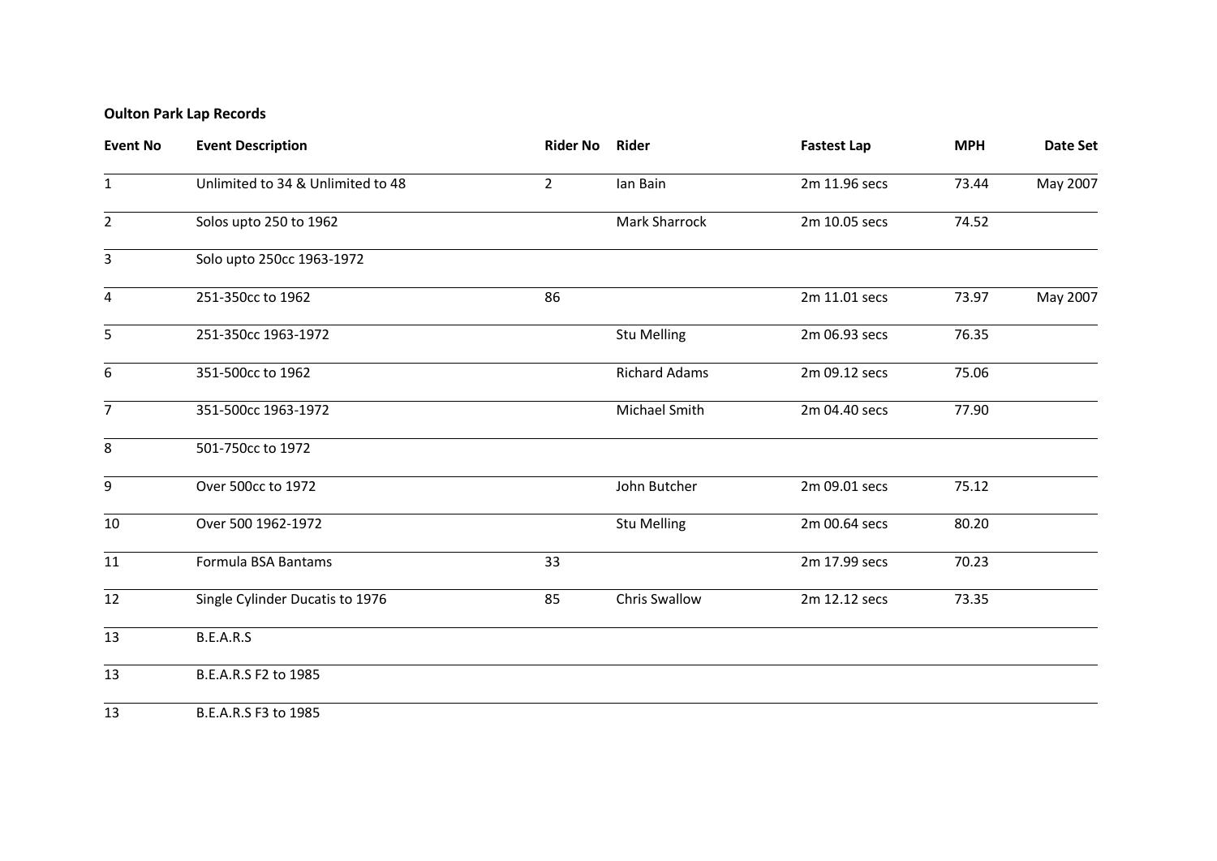**Oulton Park Lap Records**

| Event No | Event Description | Rider No | Rider | Fastest Lap | MPH | Date Set |
|---|---|---|---|---|---|---|
| 1 | Unlimited to 34 & Unlimited to 48 | 2 | Ian Bain | 2m 11.96 secs | 73.44 | May 2007 |
| 2 | Solos upto 250 to 1962 | | Mark Sharrock | 2m 10.05 secs | 74.52 | |
| 3 | Solo upto 250cc 1963-1972 | | | | | |
| 4 | 251-350cc to 1962 | 86 | | 2m 11.01 secs | 73.97 | May 2007 |
| 5 | 251-350cc 1963-1972 | | Stu Melling | 2m 06.93 secs | 76.35 | |
| 6 | 351-500cc to 1962 | | Richard Adams | 2m 09.12 secs | 75.06 | |
| 7 | 351-500cc 1963-1972 | | Michael Smith | 2m 04.40 secs | 77.90 | |
| 8 | 501-750cc to 1972 | | | | | |
| 9 | Over 500cc to 1972 | | John Butcher | 2m 09.01 secs | 75.12 | |
| 10 | Over 500 1962-1972 | | Stu Melling | 2m 00.64 secs | 80.20 | |
| 11 | Formula BSA Bantams | 33 | | 2m 17.99 secs | 70.23 | |
| 12 | Single Cylinder Ducatis to 1976 | 85 | Chris Swallow | 2m 12.12 secs | 73.35 | |
| 13 | B.E.A.R.S | | | | | |
| 13 | B.E.A.R.S F2 to 1985 | | | | | |
| 13 | B.E.A.R.S F3 to 1985 | | | | | |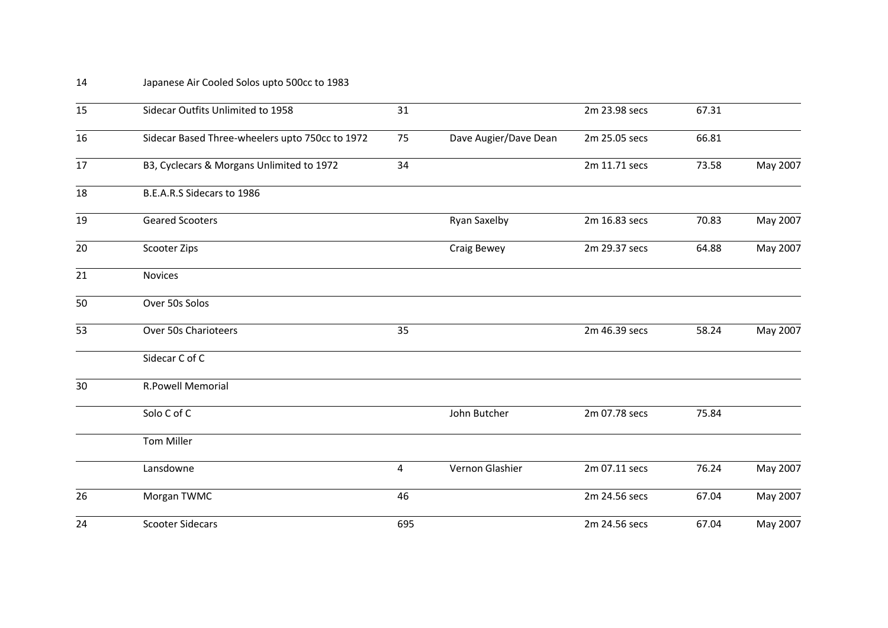| | | | | | | |
|---|---|---|---|---|---|---|
| 14 | Japanese Air Cooled Solos upto 500cc to 1983 | | | | | |
| 15 | Sidecar Outfits Unlimited to 1958 | 31 | | 2m 23.98 secs | 67.31 | |
| 16 | Sidecar Based Three-wheelers upto 750cc to 1972 | 75 | Dave Augier/Dave Dean | 2m 25.05 secs | 66.81 | |
| 17 | B3, Cyclecars & Morgans Unlimited to 1972 | 34 | | 2m 11.71 secs | 73.58 | May 2007 |
| 18 | B.E.A.R.S Sidecars to 1986 | | | | | |
| 19 | Geared Scooters | | Ryan Saxelby | 2m 16.83 secs | 70.83 | May 2007 |
| 20 | Scooter Zips | | Craig Bewey | 2m 29.37 secs | 64.88 | May 2007 |
| 21 | Novices | | | | | |
| 50 | Over 50s Solos | | | | | |
| 53 | Over 50s Charioteers | 35 | | 2m 46.39 secs | 58.24 | May 2007 |
| | Sidecar C of C | | | | | |
| 30 | R.Powell Memorial | | | | | |
| | Solo C of C | | John Butcher | 2m 07.78 secs | 75.84 | |
| | Tom Miller | | | | | |
| | Lansdowne | 4 | Vernon Glashier | 2m 07.11 secs | 76.24 | May 2007 |
| 26 | Morgan TWMC | 46 | | 2m 24.56 secs | 67.04 | May 2007 |
| 24 | Scooter Sidecars | 695 | | 2m 24.56 secs | 67.04 | May 2007 |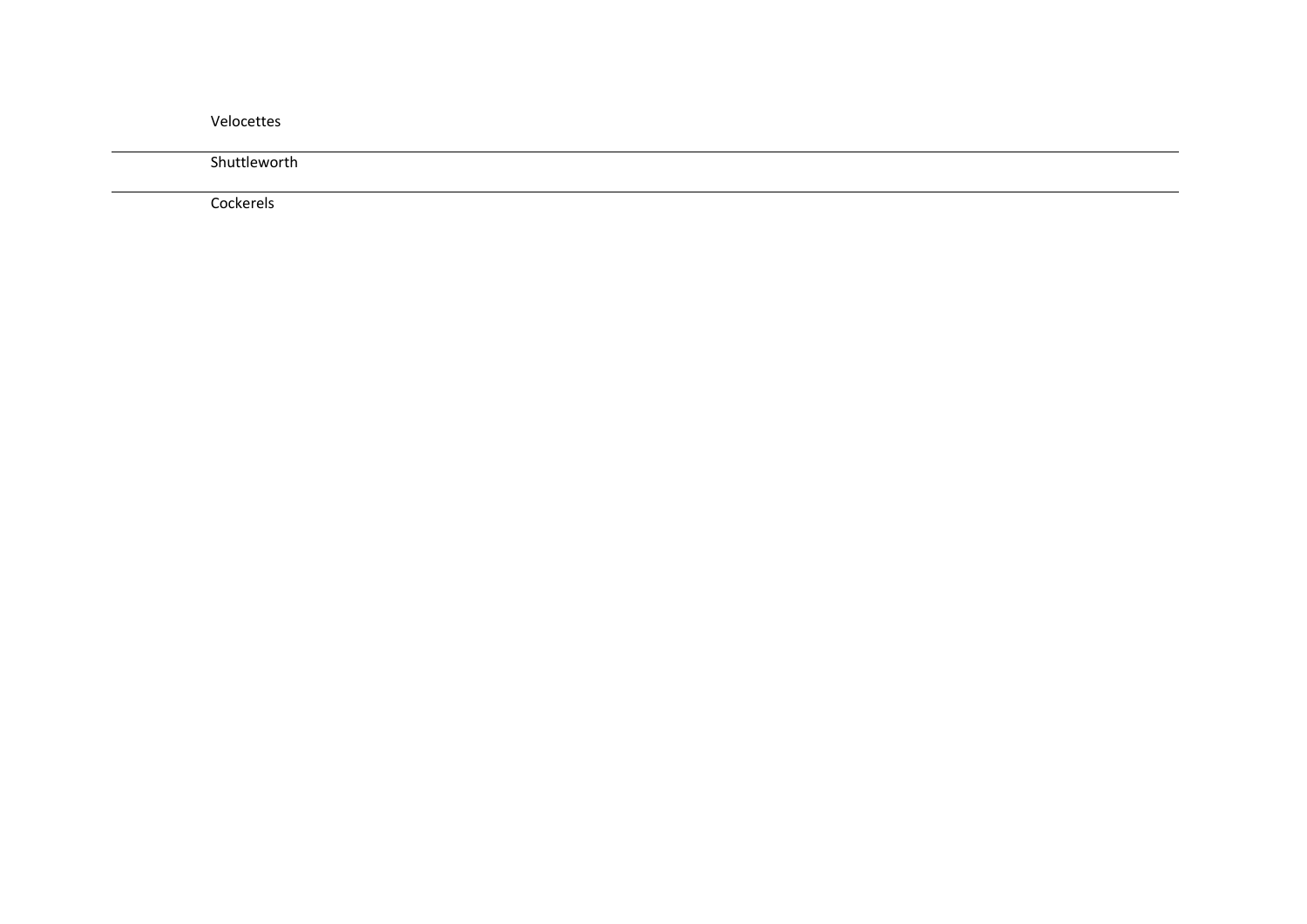Velocettes

---

Shuttleworth

---

Cockerels